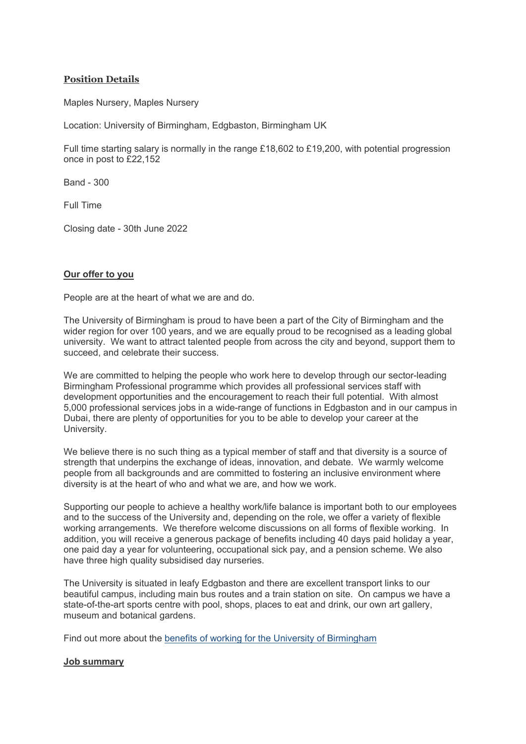## Position Details

Maples Nursery, Maples Nursery

Location: University of Birmingham, Edgbaston, Birmingham UK

Full time starting salary is normally in the range £18,602 to £19,200, with potential progression once in post to £22,152

Band - 300

Full Time

Closing date - 30th June 2022

## Our offer to you

People are at the heart of what we are and do.

The University of Birmingham is proud to have been a part of the City of Birmingham and the wider region for over 100 years, and we are equally proud to be recognised as a leading global university. We want to attract talented people from across the city and beyond, support them to succeed, and celebrate their success.

We are committed to helping the people who work here to develop through our sector-leading Birmingham Professional programme which provides all professional services staff with development opportunities and the encouragement to reach their full potential. With almost 5,000 professional services jobs in a wide-range of functions in Edgbaston and in our campus in Dubai, there are plenty of opportunities for you to be able to develop your career at the University.

We believe there is no such thing as a typical member of staff and that diversity is a source of strength that underpins the exchange of ideas, innovation, and debate. We warmly welcome people from all backgrounds and are committed to fostering an inclusive environment where diversity is at the heart of who and what we are, and how we work.

Supporting our people to achieve a healthy work/life balance is important both to our employees and to the success of the University and, depending on the role, we offer a variety of flexible working arrangements. We therefore welcome discussions on all forms of flexible working. In addition, you will receive a generous package of benefits including 40 days paid holiday a year, one paid day a year for volunteering, occupational sick pay, and a pension scheme. We also have three high quality subsidised day nurseries.

The University is situated in leafy Edgbaston and there are excellent transport links to our beautiful campus, including main bus routes and a train station on site. On campus we have a state-of-the-art sports centre with pool, shops, places to eat and drink, our own art gallery, museum and botanical gardens.

Find out more about the [benefits of working for the University of Birmingham]

## Job summary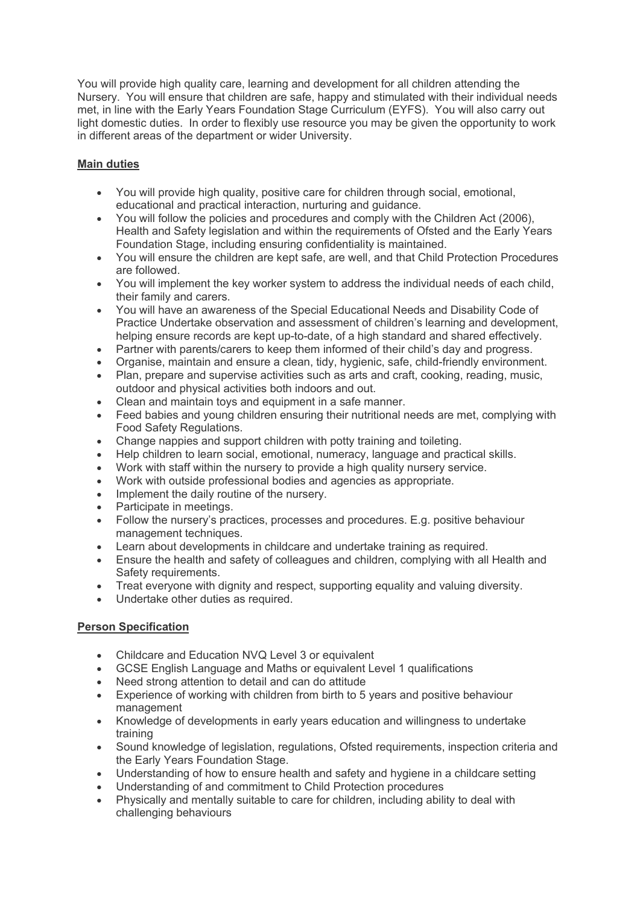You will provide high quality care, learning and development for all children attending the Nursery. You will ensure that children are safe, happy and stimulated with their individual needs met, in line with the Early Years Foundation Stage Curriculum (EYFS). You will also carry out light domestic duties. In order to flexibly use resource you may be given the opportunity to work in different areas of the department or wider University.

**Main duties**

- You will provide high quality, positive care for children through social, emotional, educational and practical interaction, nurturing and guidance.
- You will follow the policies and procedures and comply with the Children Act (2006), Health and Safety legislation and within the requirements of Ofsted and the Early Years Foundation Stage, including ensuring confidentiality is maintained.
- You will ensure the children are kept safe, are well, and that Child Protection Procedures are followed.
- You will implement the key worker system to address the individual needs of each child, their family and carers.
- You will have an awareness of the Special Educational Needs and Disability Code of Practice Undertake observation and assessment of children's learning and development, helping ensure records are kept up-to-date, of a high standard and shared effectively.
- Partner with parents/carers to keep them informed of their child's day and progress.
- Organise, maintain and ensure a clean, tidy, hygienic, safe, child-friendly environment.
- Plan, prepare and supervise activities such as arts and craft, cooking, reading, music, outdoor and physical activities both indoors and out.
- Clean and maintain toys and equipment in a safe manner.
- Feed babies and young children ensuring their nutritional needs are met, complying with Food Safety Regulations.
- Change nappies and support children with potty training and toileting.
- Help children to learn social, emotional, numeracy, language and practical skills.
- Work with staff within the nursery to provide a high quality nursery service.
- Work with outside professional bodies and agencies as appropriate.
- Implement the daily routine of the nursery.
- Participate in meetings.
- Follow the nursery's practices, processes and procedures. E.g. positive behaviour management techniques.
- Learn about developments in childcare and undertake training as required.
- Ensure the health and safety of colleagues and children, complying with all Health and Safety requirements.
- Treat everyone with dignity and respect, supporting equality and valuing diversity.
- Undertake other duties as required.

**Person Specification**

- Childcare and Education NVQ Level 3 or equivalent
- GCSE English Language and Maths or equivalent Level 1 qualifications
- Need strong attention to detail and can do attitude
- Experience of working with children from birth to 5 years and positive behaviour management
- Knowledge of developments in early years education and willingness to undertake training
- Sound knowledge of legislation, regulations, Ofsted requirements, inspection criteria and the Early Years Foundation Stage.
- Understanding of how to ensure health and safety and hygiene in a childcare setting
- Understanding of and commitment to Child Protection procedures
- Physically and mentally suitable to care for children, including ability to deal with challenging behaviours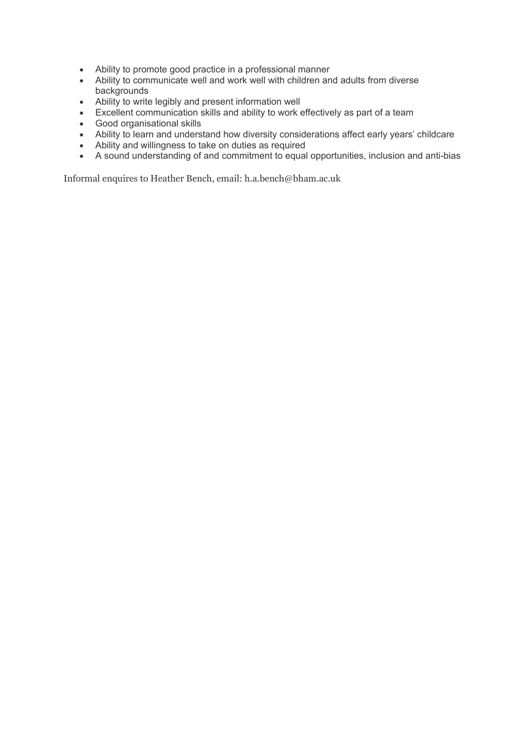- Ability to promote good practice in a professional manner
- Ability to communicate well and work well with children and adults from diverse backgrounds
- Ability to write legibly and present information well
- Excellent communication skills and ability to work effectively as part of a team
- Good organisational skills
- Ability to learn and understand how diversity considerations affect early years' childcare
- Ability and willingness to take on duties as required
- A sound understanding of and commitment to equal opportunities, inclusion and anti-bias

Informal enquires to Heather Bench, email: h.a.bench@bham.ac.uk